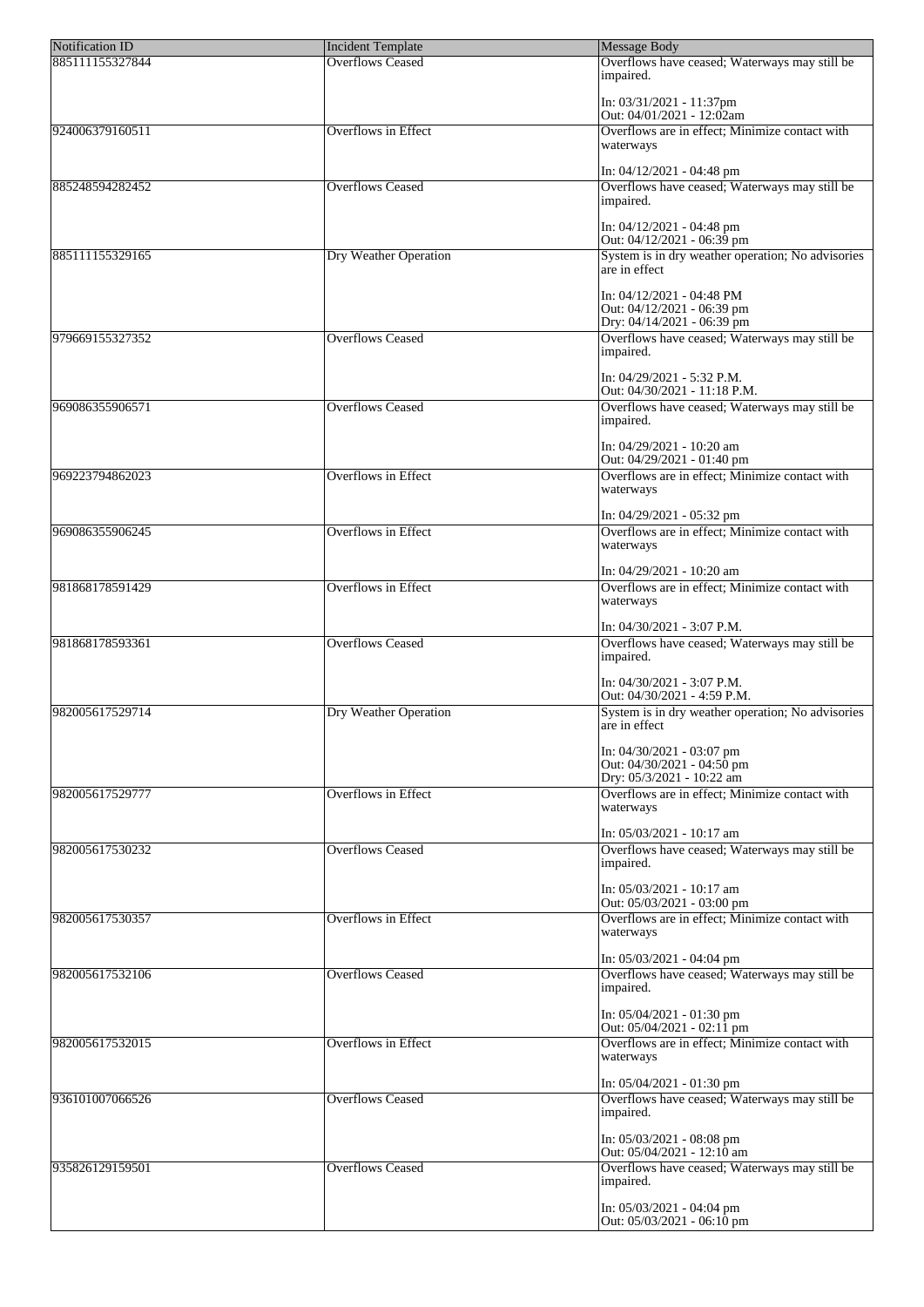| Notification ID | Incident Template | Message Body |
|---|---|---|
| 885111155327844 | Overflows Ceased | Overflows have ceased; Waterways may still be impaired.<br><br>In: 03/31/2021 - 11:37pm<br>Out: 04/01/2021 - 12:02am |
| 924006379160511 | Overflows in Effect | Overflows are in effect; Minimize contact with waterways<br><br>In: 04/12/2021 - 04:48 pm |
| 885248594282452 | Overflows Ceased | Overflows have ceased; Waterways may still be impaired.<br><br>In: 04/12/2021 - 04:48 pm<br>Out: 04/12/2021 - 06:39 pm |
| 885111155329165 | Dry Weather Operation | System is in dry weather operation; No advisories are in effect<br><br>In: 04/12/2021 - 04:48 PM<br>Out: 04/12/2021 - 06:39 pm<br>Dry: 04/14/2021 - 06:39 pm |
| 979669155327352 | Overflows Ceased | Overflows have ceased; Waterways may still be impaired.<br><br>In: 04/29/2021 - 5:32 P.M.<br>Out: 04/30/2021 - 11:18 P.M. |
| 969086355906571 | Overflows Ceased | Overflows have ceased; Waterways may still be impaired.<br><br>In: 04/29/2021 - 10:20 am<br>Out: 04/29/2021 - 01:40 pm |
| 969223794862023 | Overflows in Effect | Overflows are in effect; Minimize contact with waterways<br><br>In: 04/29/2021 - 05:32 pm |
| 969086355906245 | Overflows in Effect | Overflows are in effect; Minimize contact with waterways<br><br>In: 04/29/2021 - 10:20 am |
| 981868178591429 | Overflows in Effect | Overflows are in effect; Minimize contact with waterways<br><br>In: 04/30/2021 - 3:07 P.M. |
| 981868178593361 | Overflows Ceased | Overflows have ceased; Waterways may still be impaired.<br><br>In: 04/30/2021 - 3:07 P.M.<br>Out: 04/30/2021 - 4:59 P.M. |
| 982005617529714 | Dry Weather Operation | System is in dry weather operation; No advisories are in effect<br><br>In: 04/30/2021 - 03:07 pm<br>Out: 04/30/2021 - 04:50 pm<br>Dry: 05/3/2021 - 10:22 am |
| 982005617529777 | Overflows in Effect | Overflows are in effect; Minimize contact with waterways<br><br>In: 05/03/2021 - 10:17 am |
| 982005617530232 | Overflows Ceased | Overflows have ceased; Waterways may still be impaired.<br><br>In: 05/03/2021 - 10:17 am<br>Out: 05/03/2021 - 03:00 pm |
| 982005617530357 | Overflows in Effect | Overflows are in effect; Minimize contact with waterways<br><br>In: 05/03/2021 - 04:04 pm |
| 982005617532106 | Overflows Ceased | Overflows have ceased; Waterways may still be impaired.<br><br>In: 05/04/2021 - 01:30 pm<br>Out: 05/04/2021 - 02:11 pm |
| 982005617532015 | Overflows in Effect | Overflows are in effect; Minimize contact with waterways<br><br>In: 05/04/2021 - 01:30 pm |
| 936101007066526 | Overflows Ceased | Overflows have ceased; Waterways may still be impaired.<br><br>In: 05/03/2021 - 08:08 pm<br>Out: 05/04/2021 - 12:10 am |
| 935826129159501 | Overflows Ceased | Overflows have ceased; Waterways may still be impaired.<br><br>In: 05/03/2021 - 04:04 pm<br>Out: 05/03/2021 - 06:10 pm |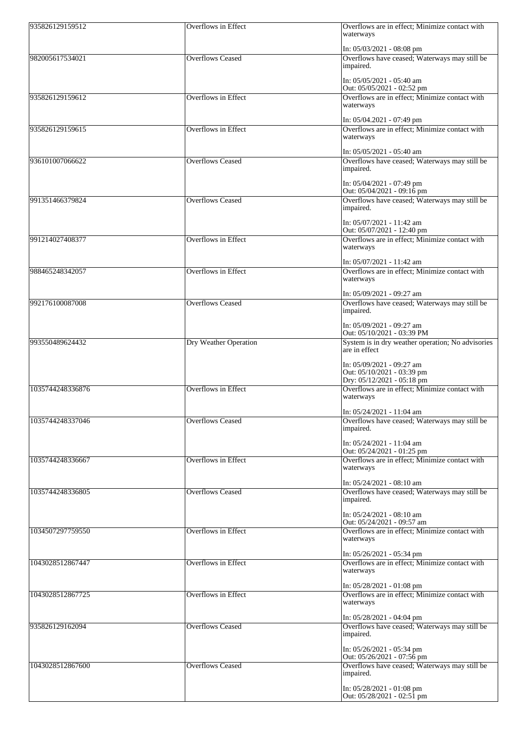| | | |
|---|---|---|
| 935826129159512 | Overflows in Effect | Overflows are in effect; Minimize contact with waterways<br><br>In: 05/03/2021 - 08:08 pm |
| 982005617534021 | Overflows Ceased | Overflows have ceased; Waterways may still be impaired.<br><br>In: 05/05/2021 - 05:40 am<br>Out: 05/05/2021 - 02:52 pm |
| 935826129159612 | Overflows in Effect | Overflows are in effect; Minimize contact with waterways<br><br>In: 05/04.2021 - 07:49 pm |
| 935826129159615 | Overflows in Effect | Overflows are in effect; Minimize contact with waterways<br><br>In: 05/05/2021 - 05:40 am |
| 936101007066622 | Overflows Ceased | Overflows have ceased; Waterways may still be impaired.<br><br>In: 05/04/2021 - 07:49 pm<br>Out: 05/04/2021 - 09:16 pm |
| 991351466379824 | Overflows Ceased | Overflows have ceased; Waterways may still be impaired.<br><br>In: 05/07/2021 - 11:42 am<br>Out: 05/07/2021 - 12:40 pm |
| 991214027408377 | Overflows in Effect | Overflows are in effect; Minimize contact with waterways<br><br>In: 05/07/2021 - 11:42 am |
| 988465248342057 | Overflows in Effect | Overflows are in effect; Minimize contact with waterways<br><br>In: 05/09/2021 - 09:27 am |
| 992176100087008 | Overflows Ceased | Overflows have ceased; Waterways may still be impaired.<br><br>In: 05/09/2021 - 09:27 am<br>Out: 05/10/2021 - 03:39 PM |
| 993550489624432 | Dry Weather Operation | System is in dry weather operation; No advisories are in effect<br><br>In: 05/09/2021 - 09:27 am<br>Out: 05/10/2021 - 03:39 pm<br>Dry: 05/12/2021 - 05:18 pm |
| 1035744248336876 | Overflows in Effect | Overflows are in effect; Minimize contact with waterways<br><br>In: 05/24/2021 - 11:04 am |
| 1035744248337046 | Overflows Ceased | Overflows have ceased; Waterways may still be impaired.<br><br>In: 05/24/2021 - 11:04 am<br>Out: 05/24/2021 - 01:25 pm |
| 1035744248336667 | Overflows in Effect | Overflows are in effect; Minimize contact with waterways<br><br>In: 05/24/2021 - 08:10 am |
| 1035744248336805 | Overflows Ceased | Overflows have ceased; Waterways may still be impaired.<br><br>In: 05/24/2021 - 08:10 am<br>Out: 05/24/2021 - 09:57 am |
| 1034507297759550 | Overflows in Effect | Overflows are in effect; Minimize contact with waterways<br><br>In: 05/26/2021 - 05:34 pm |
| 1043028512867447 | Overflows in Effect | Overflows are in effect; Minimize contact with waterways<br><br>In: 05/28/2021 - 01:08 pm |
| 1043028512867725 | Overflows in Effect | Overflows are in effect; Minimize contact with waterways<br><br>In: 05/28/2021 - 04:04 pm |
| 935826129162094 | Overflows Ceased | Overflows have ceased; Waterways may still be impaired.<br><br>In: 05/26/2021 - 05:34 pm<br>Out: 05/26/2021 - 07:56 pm |
| 1043028512867600 | Overflows Ceased | Overflows have ceased; Waterways may still be impaired.<br><br>In: 05/28/2021 - 01:08 pm<br>Out: 05/28/2021 - 02:51 pm |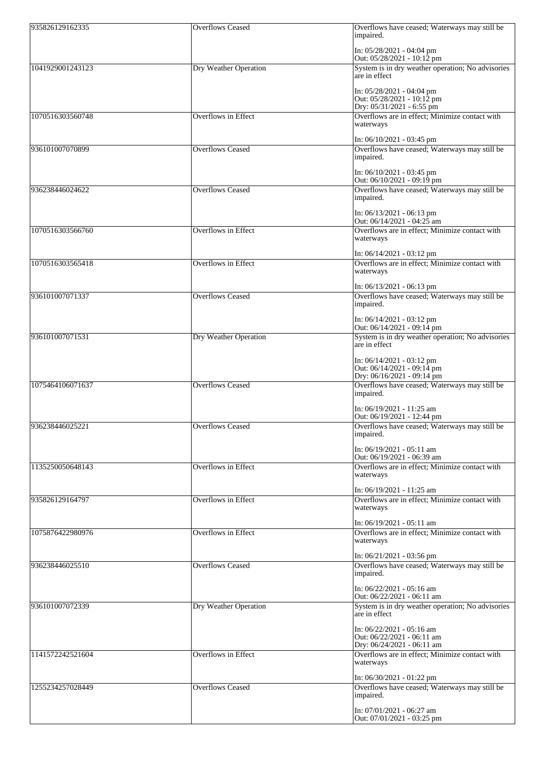| | | |
|---|---|---|
| 935826129162335 | Overflows Ceased | Overflows have ceased; Waterways may still be impaired.<br><br>In: 05/28/2021 - 04:04 pm<br>Out: 05/28/2021 - 10:12 pm |
| 1041929001243123 | Dry Weather Operation | System is in dry weather operation; No advisories are in effect<br><br>In: 05/28/2021 - 04:04 pm<br>Out: 05/28/2021 - 10:12 pm<br>Dry: 05/31/2021 - 6:55 pm |
| 1070516303560748 | Overflows in Effect | Overflows are in effect; Minimize contact with waterways<br><br>In: 06/10/2021 - 03:45 pm |
| 936101007070899 | Overflows Ceased | Overflows have ceased; Waterways may still be impaired.<br><br>In: 06/10/2021 - 03:45 pm<br>Out: 06/10/2021 - 09:19 pm |
| 936238446024622 | Overflows Ceased | Overflows have ceased; Waterways may still be impaired.<br><br>In: 06/13/2021 - 06:13 pm<br>Out: 06/14/2021 - 04:25 am |
| 1070516303566760 | Overflows in Effect | Overflows are in effect; Minimize contact with waterways<br><br>In: 06/14/2021 - 03:12 pm |
| 1070516303565418 | Overflows in Effect | Overflows are in effect; Minimize contact with waterways<br><br>In: 06/13/2021 - 06:13 pm |
| 936101007071337 | Overflows Ceased | Overflows have ceased; Waterways may still be impaired.<br><br>In: 06/14/2021 - 03:12 pm<br>Out: 06/14/2021 - 09:14 pm |
| 936101007071531 | Dry Weather Operation | System is in dry weather operation; No advisories are in effect<br><br>In: 06/14/2021 - 03:12 pm<br>Out: 06/14/2021 - 09:14 pm<br>Dry: 06/16/2021 - 09:14 pm |
| 1075464106071637 | Overflows Ceased | Overflows have ceased; Waterways may still be impaired.<br><br>In: 06/19/2021 - 11:25 am<br>Out: 06/19/2021 - 12:44 pm |
| 936238446025221 | Overflows Ceased | Overflows have ceased; Waterways may still be impaired.<br><br>In: 06/19/2021 - 05:11 am<br>Out: 06/19/2021 - 06:39 am |
| 1135250050648143 | Overflows in Effect | Overflows are in effect; Minimize contact with waterways<br><br>In: 06/19/2021 - 11:25 am |
| 935826129164797 | Overflows in Effect | Overflows are in effect; Minimize contact with waterways<br><br>In: 06/19/2021 - 05:11 am |
| 1075876422980976 | Overflows in Effect | Overflows are in effect; Minimize contact with waterways<br><br>In: 06/21/2021 - 03:56 pm |
| 936238446025510 | Overflows Ceased | Overflows have ceased; Waterways may still be impaired.<br><br>In: 06/22/2021 - 05:16 am<br>Out: 06/22/2021 - 06:11 am |
| 936101007072339 | Dry Weather Operation | System is in dry weather operation; No advisories are in effect<br><br>In: 06/22/2021 - 05:16 am<br>Out: 06/22/2021 - 06:11 am<br>Dry: 06/24/2021 - 06:11 am |
| 1141572242521604 | Overflows in Effect | Overflows are in effect; Minimize contact with waterways<br><br>In: 06/30/2021 - 01:22 pm |
| 1255234257028449 | Overflows Ceased | Overflows have ceased; Waterways may still be impaired.<br><br>In: 07/01/2021 - 06:27 am<br>Out: 07/01/2021 - 03:25 pm |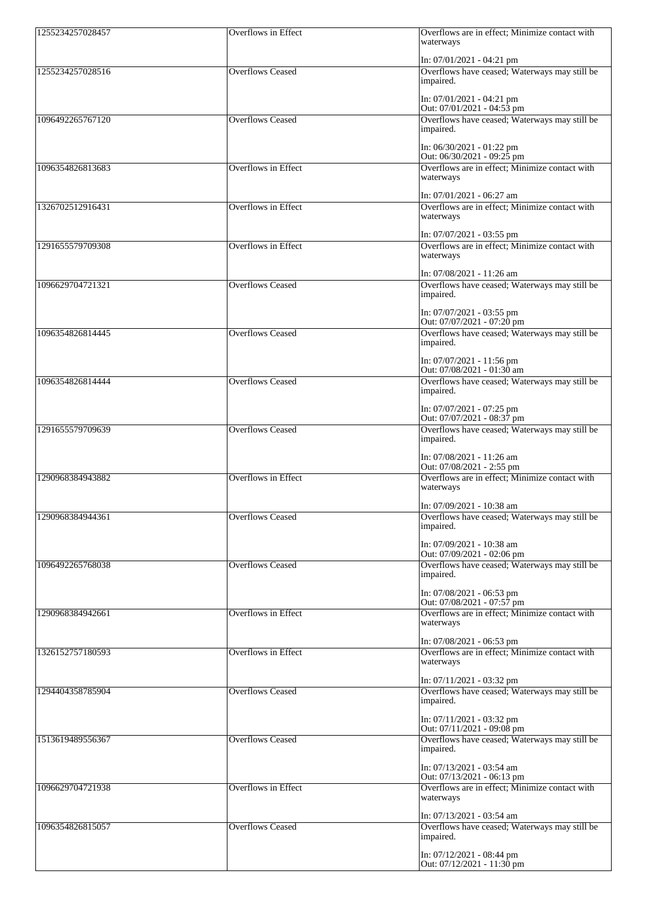| | | |
|---|---|---|
| 1255234257028457 | Overflows in Effect | Overflows are in effect; Minimize contact with waterways<br><br>In: 07/01/2021 - 04:21 pm |
| 1255234257028516 | Overflows Ceased | Overflows have ceased; Waterways may still be impaired.<br><br>In: 07/01/2021 - 04:21 pm<br>Out: 07/01/2021 - 04:53 pm |
| 1096492265767120 | Overflows Ceased | Overflows have ceased; Waterways may still be impaired.<br><br>In: 06/30/2021 - 01:22 pm<br>Out: 06/30/2021 - 09:25 pm |
| 1096354826813683 | Overflows in Effect | Overflows are in effect; Minimize contact with waterways<br><br>In: 07/01/2021 - 06:27 am |
| 1326702512916431 | Overflows in Effect | Overflows are in effect; Minimize contact with waterways<br><br>In: 07/07/2021 - 03:55 pm |
| 1291655579709308 | Overflows in Effect | Overflows are in effect; Minimize contact with waterways<br><br>In: 07/08/2021 - 11:26 am |
| 1096629704721321 | Overflows Ceased | Overflows have ceased; Waterways may still be impaired.<br><br>In: 07/07/2021 - 03:55 pm<br>Out: 07/07/2021 - 07:20 pm |
| 1096354826814445 | Overflows Ceased | Overflows have ceased; Waterways may still be impaired.<br><br>In: 07/07/2021 - 11:56 pm<br>Out: 07/08/2021 - 01:30 am |
| 1096354826814444 | Overflows Ceased | Overflows have ceased; Waterways may still be impaired.<br><br>In: 07/07/2021 - 07:25 pm<br>Out: 07/07/2021 - 08:37 pm |
| 1291655579709639 | Overflows Ceased | Overflows have ceased; Waterways may still be impaired.<br><br>In: 07/08/2021 - 11:26 am<br>Out: 07/08/2021 - 2:55 pm |
| 1290968384943882 | Overflows in Effect | Overflows are in effect; Minimize contact with waterways<br><br>In: 07/09/2021 - 10:38 am |
| 1290968384944361 | Overflows Ceased | Overflows have ceased; Waterways may still be impaired.<br><br>In: 07/09/2021 - 10:38 am<br>Out: 07/09/2021 - 02:06 pm |
| 1096492265768038 | Overflows Ceased | Overflows have ceased; Waterways may still be impaired.<br><br>In: 07/08/2021 - 06:53 pm<br>Out: 07/08/2021 - 07:57 pm |
| 1290968384942661 | Overflows in Effect | Overflows are in effect; Minimize contact with waterways<br><br>In: 07/08/2021 - 06:53 pm |
| 1326152757180593 | Overflows in Effect | Overflows are in effect; Minimize contact with waterways<br><br>In: 07/11/2021 - 03:32 pm |
| 1294404358785904 | Overflows Ceased | Overflows have ceased; Waterways may still be impaired.<br><br>In: 07/11/2021 - 03:32 pm<br>Out: 07/11/2021 - 09:08 pm |
| 1513619489556367 | Overflows Ceased | Overflows have ceased; Waterways may still be impaired.<br><br>In: 07/13/2021 - 03:54 am<br>Out: 07/13/2021 - 06:13 pm |
| 1096629704721938 | Overflows in Effect | Overflows are in effect; Minimize contact with waterways<br><br>In: 07/13/2021 - 03:54 am |
| 1096354826815057 | Overflows Ceased | Overflows have ceased; Waterways may still be impaired.<br><br>In: 07/12/2021 - 08:44 pm<br>Out: 07/12/2021 - 11:30 pm |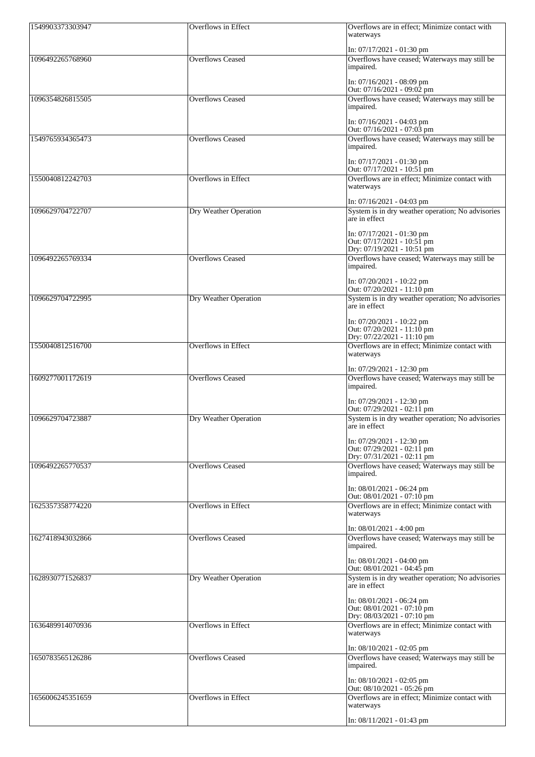| | | |
|---|---|---|
| 1549903373303947 | Overflows in Effect | Overflows are in effect; Minimize contact with waterways<br><br>In: 07/17/2021 - 01:30 pm |
| 1096492265768960 | Overflows Ceased | Overflows have ceased; Waterways may still be impaired.<br><br>In: 07/16/2021 - 08:09 pm<br>Out: 07/16/2021 - 09:02 pm |
| 1096354826815505 | Overflows Ceased | Overflows have ceased; Waterways may still be impaired.<br><br>In: 07/16/2021 - 04:03 pm<br>Out: 07/16/2021 - 07:03 pm |
| 1549765934365473 | Overflows Ceased | Overflows have ceased; Waterways may still be impaired.<br><br>In: 07/17/2021 - 01:30 pm<br>Out: 07/17/2021 - 10:51 pm |
| 1550040812242703 | Overflows in Effect | Overflows are in effect; Minimize contact with waterways<br><br>In: 07/16/2021 - 04:03 pm |
| 1096629704722707 | Dry Weather Operation | System is in dry weather operation; No advisories are in effect<br><br>In: 07/17/2021 - 01:30 pm<br>Out: 07/17/2021 - 10:51 pm<br>Dry: 07/19/2021 - 10:51 pm |
| 1096492265769334 | Overflows Ceased | Overflows have ceased; Waterways may still be impaired.<br><br>In: 07/20/2021 - 10:22 pm<br>Out: 07/20/2021 - 11:10 pm |
| 1096629704722995 | Dry Weather Operation | System is in dry weather operation; No advisories are in effect<br><br>In: 07/20/2021 - 10:22 pm<br>Out: 07/20/2021 - 11:10 pm<br>Dry: 07/22/2021 - 11:10 pm |
| 1550040812516700 | Overflows in Effect | Overflows are in effect; Minimize contact with waterways<br><br>In: 07/29/2021 - 12:30 pm |
| 1609277001172619 | Overflows Ceased | Overflows have ceased; Waterways may still be impaired.<br><br>In: 07/29/2021 - 12:30 pm<br>Out: 07/29/2021 - 02:11 pm |
| 1096629704723887 | Dry Weather Operation | System is in dry weather operation; No advisories are in effect<br><br>In: 07/29/2021 - 12:30 pm<br>Out: 07/29/2021 - 02:11 pm<br>Dry: 07/31/2021 - 02:11 pm |
| 1096492265770537 | Overflows Ceased | Overflows have ceased; Waterways may still be impaired.<br><br>In: 08/01/2021 - 06:24 pm<br>Out: 08/01/2021 - 07:10 pm |
| 1625357358774220 | Overflows in Effect | Overflows are in effect; Minimize contact with waterways<br><br>In: 08/01/2021 - 4:00 pm |
| 1627418943032866 | Overflows Ceased | Overflows have ceased; Waterways may still be impaired.<br><br>In: 08/01/2021 - 04:00 pm<br>Out: 08/01/2021 - 04:45 pm |
| 1628930771526837 | Dry Weather Operation | System is in dry weather operation; No advisories are in effect<br><br>In: 08/01/2021 - 06:24 pm<br>Out: 08/01/2021 - 07:10 pm<br>Dry: 08/03/2021 - 07:10 pm |
| 1636489914070936 | Overflows in Effect | Overflows are in effect; Minimize contact with waterways<br><br>In: 08/10/2021 - 02:05 pm |
| 1650783565126286 | Overflows Ceased | Overflows have ceased; Waterways may still be impaired.<br><br>In: 08/10/2021 - 02:05 pm<br>Out: 08/10/2021 - 05:26 pm |
| 1656006245351659 | Overflows in Effect | Overflows are in effect; Minimize contact with waterways<br><br>In: 08/11/2021 - 01:43 pm |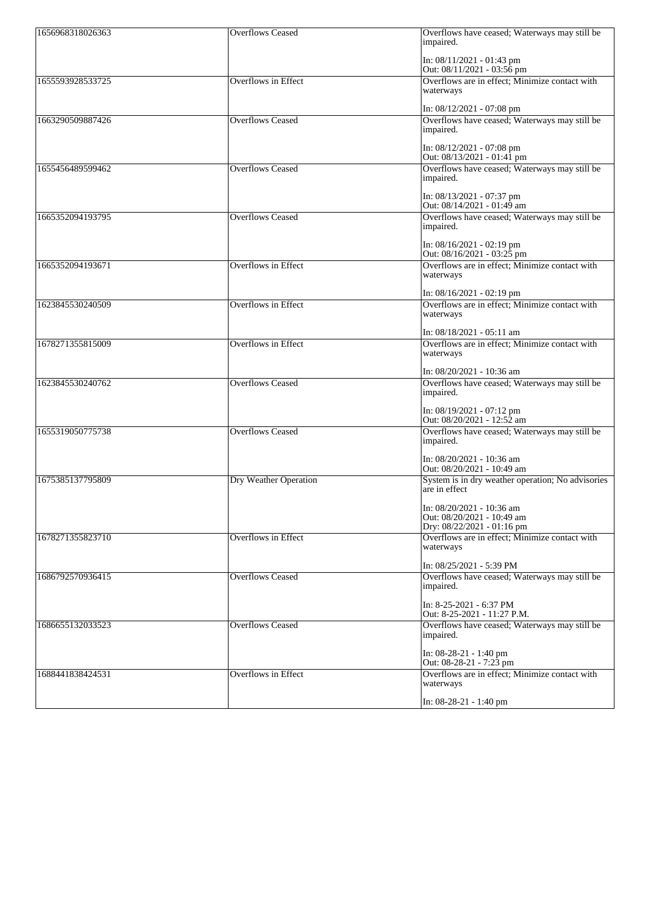| | | |
|---|---|---|
| 1656968318026363 | Overflows Ceased | Overflows have ceased; Waterways may still be impaired.<br><br>In: 08/11/2021 - 01:43 pm<br>Out: 08/11/2021 - 03:56 pm |
| 1655593928533725 | Overflows in Effect | Overflows are in effect; Minimize contact with waterways<br><br>In: 08/12/2021 - 07:08 pm |
| 1663290509887426 | Overflows Ceased | Overflows have ceased; Waterways may still be impaired.<br><br>In: 08/12/2021 - 07:08 pm<br>Out: 08/13/2021 - 01:41 pm |
| 1655456489599462 | Overflows Ceased | Overflows have ceased; Waterways may still be impaired.<br><br>In: 08/13/2021 - 07:37 pm<br>Out: 08/14/2021 - 01:49 am |
| 1665352094193795 | Overflows Ceased | Overflows have ceased; Waterways may still be impaired.<br><br>In: 08/16/2021 - 02:19 pm<br>Out: 08/16/2021 - 03:25 pm |
| 1665352094193671 | Overflows in Effect | Overflows are in effect; Minimize contact with waterways<br><br>In: 08/16/2021 - 02:19 pm |
| 1623845530240509 | Overflows in Effect | Overflows are in effect; Minimize contact with waterways<br><br>In: 08/18/2021 - 05:11 am |
| 1678271355815009 | Overflows in Effect | Overflows are in effect; Minimize contact with waterways<br><br>In: 08/20/2021 - 10:36 am |
| 1623845530240762 | Overflows Ceased | Overflows have ceased; Waterways may still be impaired.<br><br>In: 08/19/2021 - 07:12 pm<br>Out: 08/20/2021 - 12:52 am |
| 1655319050775738 | Overflows Ceased | Overflows have ceased; Waterways may still be impaired.<br><br>In: 08/20/2021 - 10:36 am<br>Out: 08/20/2021 - 10:49 am |
| 1675385137795809 | Dry Weather Operation | System is in dry weather operation; No advisories are in effect<br><br>In: 08/20/2021 - 10:36 am<br>Out: 08/20/2021 - 10:49 am<br>Dry: 08/22/2021 - 01:16 pm |
| 1678271355823710 | Overflows in Effect | Overflows are in effect; Minimize contact with waterways<br><br>In: 08/25/2021 - 5:39 PM |
| 1686792570936415 | Overflows Ceased | Overflows have ceased; Waterways may still be impaired.<br><br>In: 8-25-2021 - 6:37 PM<br>Out: 8-25-2021 - 11:27 P.M. |
| 1686655132033523 | Overflows Ceased | Overflows have ceased; Waterways may still be impaired.<br><br>In: 08-28-21 - 1:40 pm<br>Out: 08-28-21 - 7:23 pm |
| 1688441838424531 | Overflows in Effect | Overflows are in effect; Minimize contact with waterways<br><br>In: 08-28-21 - 1:40 pm |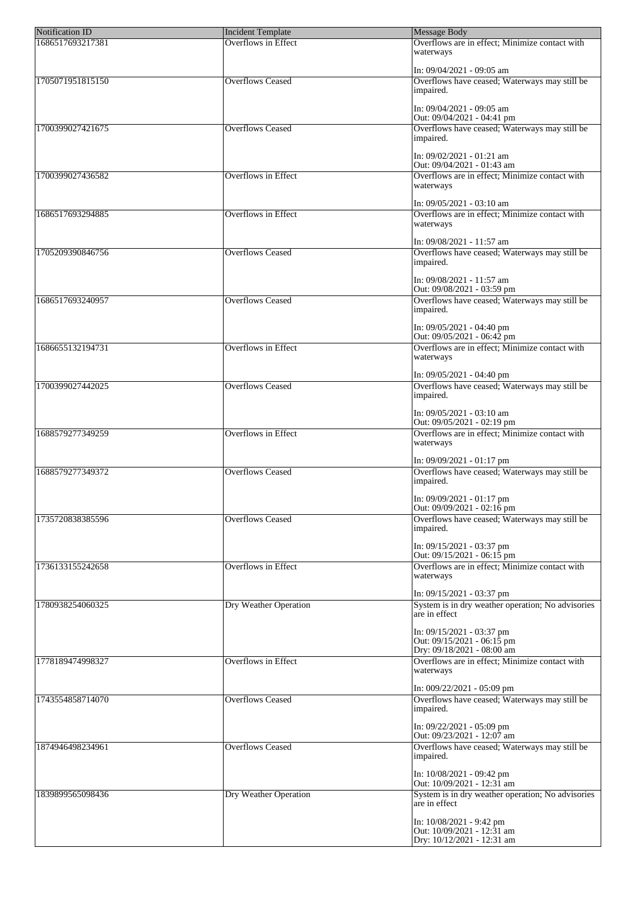| Notification ID | Incident Template | Message Body |
| --- | --- | --- |
| 1686517693217381 | Overflows in Effect | Overflows are in effect; Minimize contact with waterways<br><br>In: 09/04/2021 - 09:05 am |
| 1705071951815150 | Overflows Ceased | Overflows have ceased; Waterways may still be impaired.<br><br>In: 09/04/2021 - 09:05 am<br>Out: 09/04/2021 - 04:41 pm |
| 1700399027421675 | Overflows Ceased | Overflows have ceased; Waterways may still be impaired.<br><br>In: 09/02/2021 - 01:21 am<br>Out: 09/04/2021 - 01:43 am |
| 1700399027436582 | Overflows in Effect | Overflows are in effect; Minimize contact with waterways<br><br>In: 09/05/2021 - 03:10 am |
| 1686517693294885 | Overflows in Effect | Overflows are in effect; Minimize contact with waterways<br><br>In: 09/08/2021 - 11:57 am |
| 1705209390846756 | Overflows Ceased | Overflows have ceased; Waterways may still be impaired.<br><br>In: 09/08/2021 - 11:57 am<br>Out: 09/08/2021 - 03:59 pm |
| 1686517693240957 | Overflows Ceased | Overflows have ceased; Waterways may still be impaired.<br><br>In: 09/05/2021 - 04:40 pm<br>Out: 09/05/2021 - 06:42 pm |
| 1686655132194731 | Overflows in Effect | Overflows are in effect; Minimize contact with waterways<br><br>In: 09/05/2021 - 04:40 pm |
| 1700399027442025 | Overflows Ceased | Overflows have ceased; Waterways may still be impaired.<br><br>In: 09/05/2021 - 03:10 am<br>Out: 09/05/2021 - 02:19 pm |
| 1688579277349259 | Overflows in Effect | Overflows are in effect; Minimize contact with waterways<br><br>In: 09/09/2021 - 01:17 pm |
| 1688579277349372 | Overflows Ceased | Overflows have ceased; Waterways may still be impaired.<br><br>In: 09/09/2021 - 01:17 pm<br>Out: 09/09/2021 - 02:16 pm |
| 1735720838385596 | Overflows Ceased | Overflows have ceased; Waterways may still be impaired.<br><br>In: 09/15/2021 - 03:37 pm<br>Out: 09/15/2021 - 06:15 pm |
| 1736133155242658 | Overflows in Effect | Overflows are in effect; Minimize contact with waterways<br><br>In: 09/15/2021 - 03:37 pm |
| 1780938254060325 | Dry Weather Operation | System is in dry weather operation; No advisories are in effect<br><br>In: 09/15/2021 - 03:37 pm<br>Out: 09/15/2021 - 06:15 pm<br>Dry: 09/18/2021 - 08:00 am |
| 1778189474998327 | Overflows in Effect | Overflows are in effect; Minimize contact with waterways<br><br>In: 009/22/2021 - 05:09 pm |
| 1743554858714070 | Overflows Ceased | Overflows have ceased; Waterways may still be impaired.<br><br>In: 09/22/2021 - 05:09 pm<br>Out: 09/23/2021 - 12:07 am |
| 1874946498234961 | Overflows Ceased | Overflows have ceased; Waterways may still be impaired.<br><br>In: 10/08/2021 - 09:42 pm<br>Out: 10/09/2021 - 12:31 am |
| 1839899565098436 | Dry Weather Operation | System is in dry weather operation; No advisories are in effect<br><br>In: 10/08/2021 - 9:42 pm<br>Out: 10/09/2021 - 12:31 am<br>Dry: 10/12/2021 - 12:31 am |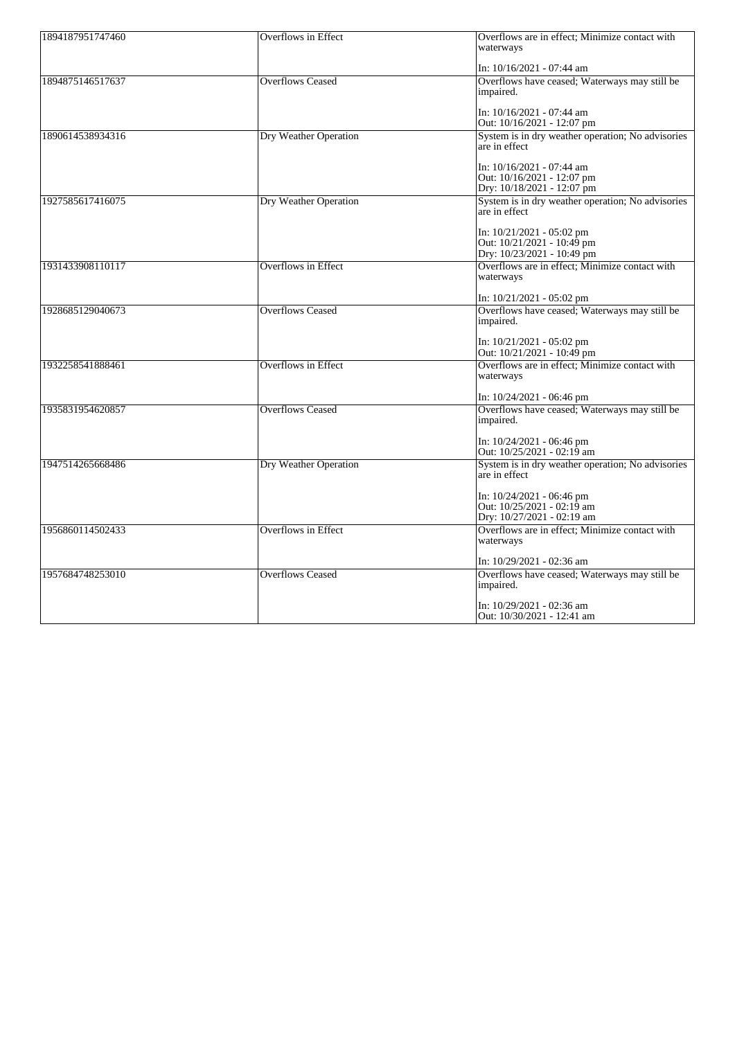| | | |
|---|---|---|
| 1894187951747460 | Overflows in Effect | Overflows are in effect; Minimize contact with waterways<br><br>In: 10/16/2021 - 07:44 am |
| 1894875146517637 | Overflows Ceased | Overflows have ceased; Waterways may still be impaired.<br><br>In: 10/16/2021 - 07:44 am<br>Out: 10/16/2021 - 12:07 pm |
| 1890614538934316 | Dry Weather Operation | System is in dry weather operation; No advisories are in effect<br><br>In: 10/16/2021 - 07:44 am<br>Out: 10/16/2021 - 12:07 pm<br>Dry: 10/18/2021 - 12:07 pm |
| 1927585617416075 | Dry Weather Operation | System is in dry weather operation; No advisories are in effect<br><br>In: 10/21/2021 - 05:02 pm<br>Out: 10/21/2021 - 10:49 pm<br>Dry: 10/23/2021 - 10:49 pm |
| 1931433908110117 | Overflows in Effect | Overflows are in effect; Minimize contact with waterways<br><br>In: 10/21/2021 - 05:02 pm |
| 1928685129040673 | Overflows Ceased | Overflows have ceased; Waterways may still be impaired.<br><br>In: 10/21/2021 - 05:02 pm<br>Out: 10/21/2021 - 10:49 pm |
| 1932258541888461 | Overflows in Effect | Overflows are in effect; Minimize contact with waterways<br><br>In: 10/24/2021 - 06:46 pm |
| 1935831954620857 | Overflows Ceased | Overflows have ceased; Waterways may still be impaired.<br><br>In: 10/24/2021 - 06:46 pm<br>Out: 10/25/2021 - 02:19 am |
| 1947514265668486 | Dry Weather Operation | System is in dry weather operation; No advisories are in effect<br><br>In: 10/24/2021 - 06:46 pm<br>Out: 10/25/2021 - 02:19 am<br>Dry: 10/27/2021 - 02:19 am |
| 1956860114502433 | Overflows in Effect | Overflows are in effect; Minimize contact with waterways<br><br>In: 10/29/2021 - 02:36 am |
| 1957684748253010 | Overflows Ceased | Overflows have ceased; Waterways may still be impaired.<br><br>In: 10/29/2021 - 02:36 am<br>Out: 10/30/2021 - 12:41 am |